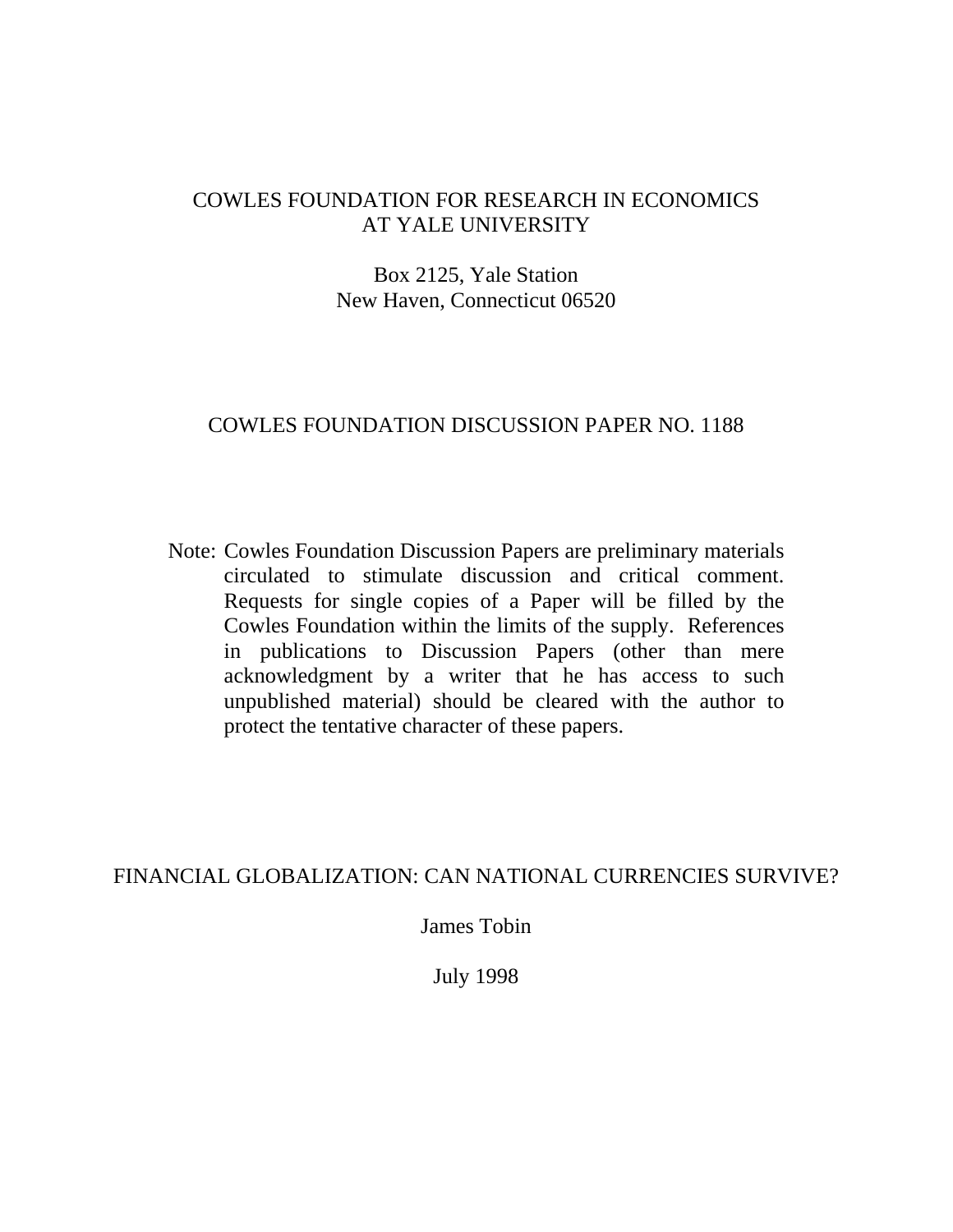COWLES FOUNDATION FOR RESEARCH IN ECONOMICS
AT YALE UNIVERSITY

Box 2125, Yale Station
New Haven, Connecticut 06520

COWLES FOUNDATION DISCUSSION PAPER NO. 1188

Note: Cowles Foundation Discussion Papers are preliminary materials circulated to stimulate discussion and critical comment. Requests for single copies of a Paper will be filled by the Cowles Foundation within the limits of the supply. References in publications to Discussion Papers (other than mere acknowledgment by a writer that he has access to such unpublished material) should be cleared with the author to protect the tentative character of these papers.

# FINANCIAL GLOBALIZATION: CAN NATIONAL CURRENCIES SURVIVE?

James Tobin

July 1998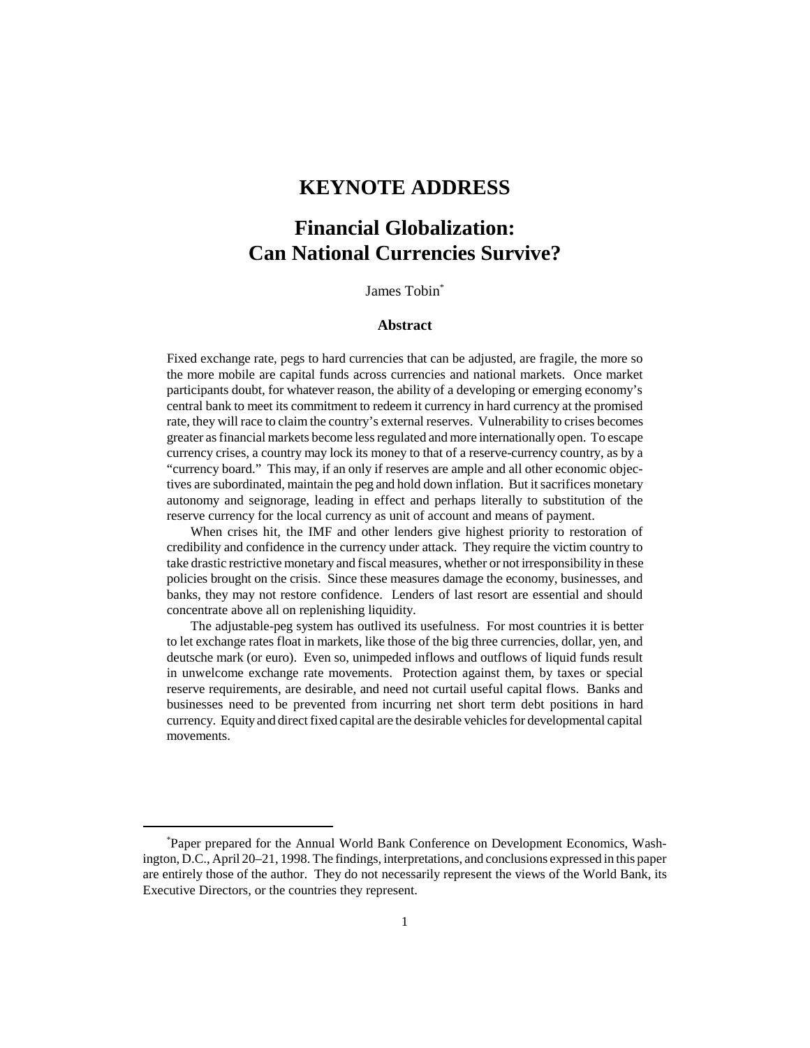# KEYNOTE ADDRESS

# Financial Globalization: Can National Currencies Survive?

James Tobin*

### Abstract

Fixed exchange rate, pegs to hard currencies that can be adjusted, are fragile, the more so the more mobile are capital funds across currencies and national markets. Once market participants doubt, for whatever reason, the ability of a developing or emerging economy's central bank to meet its commitment to redeem it currency in hard currency at the promised rate, they will race to claim the country's external reserves. Vulnerability to crises becomes greater as financial markets become less regulated and more internationally open. To escape currency crises, a country may lock its money to that of a reserve-currency country, as by a "currency board." This may, if an only if reserves are ample and all other economic objectives are subordinated, maintain the peg and hold down inflation. But it sacrifices monetary autonomy and seignorage, leading in effect and perhaps literally to substitution of the reserve currency for the local currency as unit of account and means of payment.

When crises hit, the IMF and other lenders give highest priority to restoration of credibility and confidence in the currency under attack. They require the victim country to take drastic restrictive monetary and fiscal measures, whether or not irresponsibility in these policies brought on the crisis. Since these measures damage the economy, businesses, and banks, they may not restore confidence. Lenders of last resort are essential and should concentrate above all on replenishing liquidity.

The adjustable-peg system has outlived its usefulness. For most countries it is better to let exchange rates float in markets, like those of the big three currencies, dollar, yen, and deutsche mark (or euro). Even so, unimpeded inflows and outflows of liquid funds result in unwelcome exchange rate movements. Protection against them, by taxes or special reserve requirements, are desirable, and need not curtail useful capital flows. Banks and businesses need to be prevented from incurring net short term debt positions in hard currency. Equity and direct fixed capital are the desirable vehicles for developmental capital movements.

---

*Paper prepared for the Annual World Bank Conference on Development Economics, Washington, D.C., April 20–21, 1998. The findings, interpretations, and conclusions expressed in this paper are entirely those of the author. They do not necessarily represent the views of the World Bank, its Executive Directors, or the countries they represent.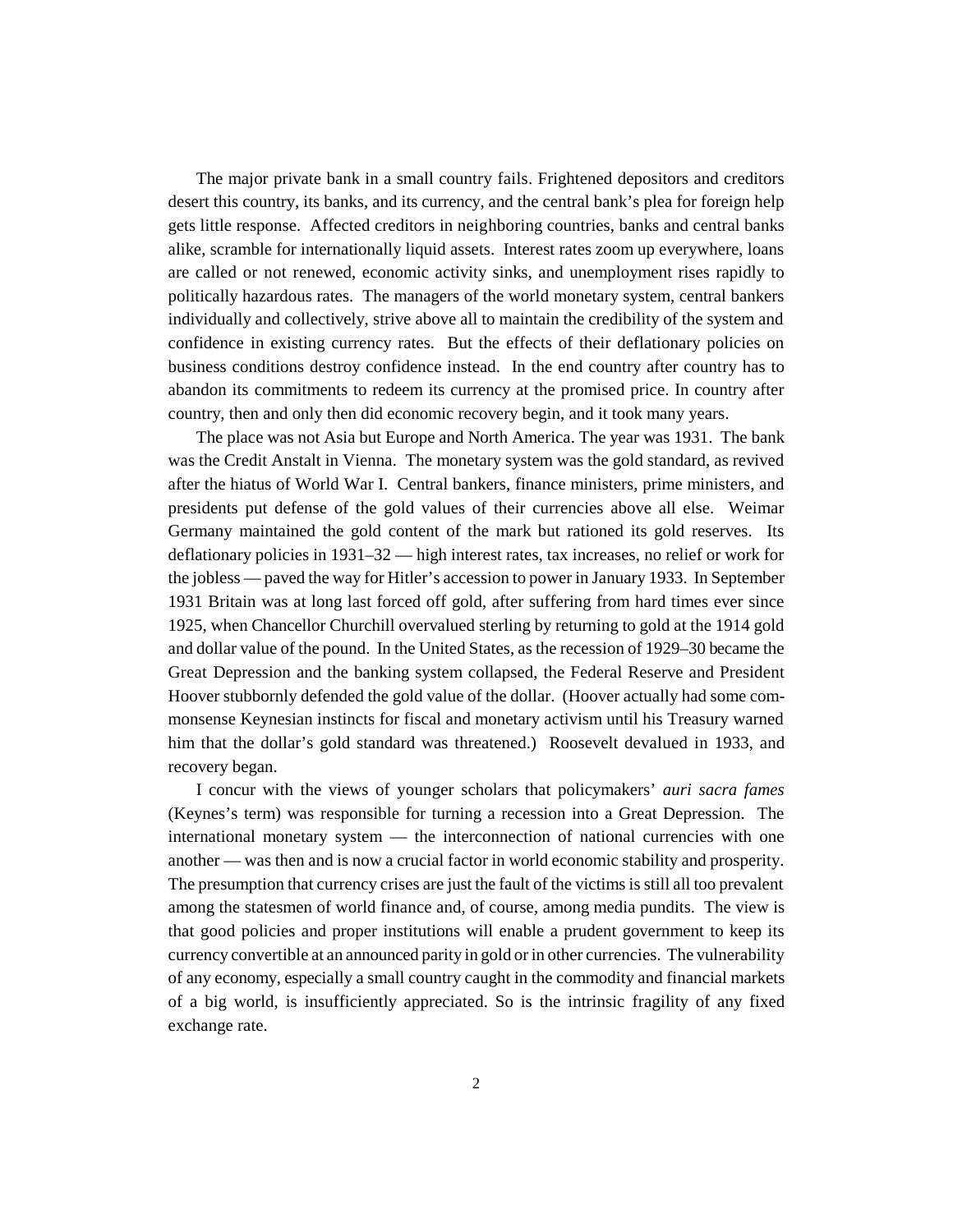The major private bank in a small country fails. Frightened depositors and creditors desert this country, its banks, and its currency, and the central bank's plea for foreign help gets little response. Affected creditors in neighboring countries, banks and central banks alike, scramble for internationally liquid assets. Interest rates zoom up everywhere, loans are called or not renewed, economic activity sinks, and unemployment rises rapidly to politically hazardous rates. The managers of the world monetary system, central bankers individually and collectively, strive above all to maintain the credibility of the system and confidence in existing currency rates. But the effects of their deflationary policies on business conditions destroy confidence instead. In the end country after country has to abandon its commitments to redeem its currency at the promised price. In country after country, then and only then did economic recovery begin, and it took many years.

The place was not Asia but Europe and North America. The year was 1931. The bank was the Credit Anstalt in Vienna. The monetary system was the gold standard, as revived after the hiatus of World War I. Central bankers, finance ministers, prime ministers, and presidents put defense of the gold values of their currencies above all else. Weimar Germany maintained the gold content of the mark but rationed its gold reserves. Its deflationary policies in 1931–32 — high interest rates, tax increases, no relief or work for the jobless — paved the way for Hitler's accession to power in January 1933. In September 1931 Britain was at long last forced off gold, after suffering from hard times ever since 1925, when Chancellor Churchill overvalued sterling by returning to gold at the 1914 gold and dollar value of the pound. In the United States, as the recession of 1929–30 became the Great Depression and the banking system collapsed, the Federal Reserve and President Hoover stubbornly defended the gold value of the dollar. (Hoover actually had some commonsense Keynesian instincts for fiscal and monetary activism until his Treasury warned him that the dollar's gold standard was threatened.) Roosevelt devalued in 1933, and recovery began.

I concur with the views of younger scholars that policymakers' *auri sacra fames* (Keynes's term) was responsible for turning a recession into a Great Depression. The international monetary system — the interconnection of national currencies with one another — was then and is now a crucial factor in world economic stability and prosperity. The presumption that currency crises are just the fault of the victims is still all too prevalent among the statesmen of world finance and, of course, among media pundits. The view is that good policies and proper institutions will enable a prudent government to keep its currency convertible at an announced parity in gold or in other currencies. The vulnerability of any economy, especially a small country caught in the commodity and financial markets of a big world, is insufficiently appreciated. So is the intrinsic fragility of any fixed exchange rate.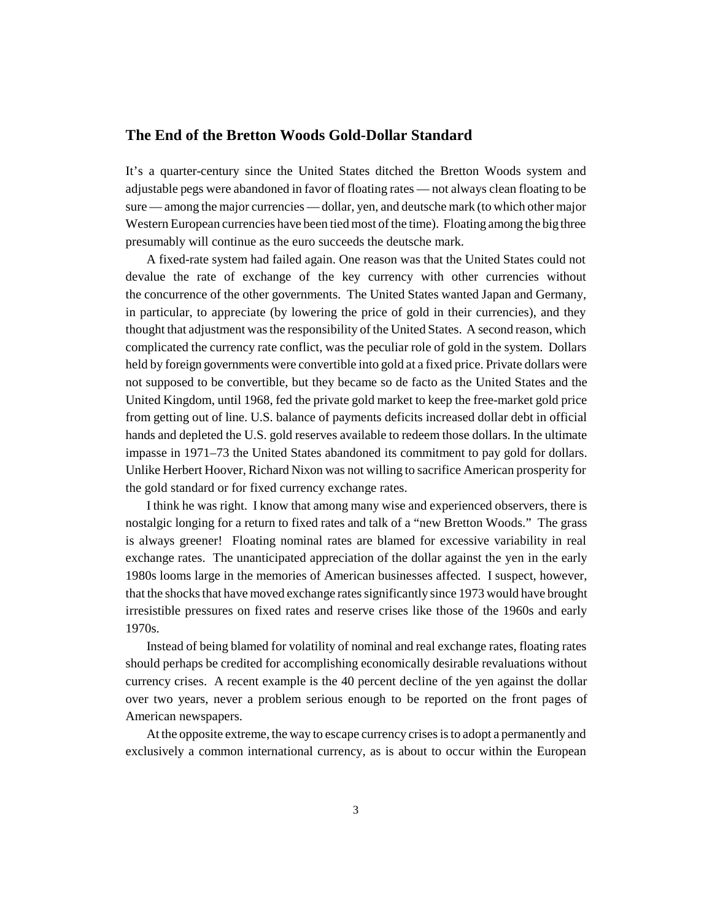## The End of the Bretton Woods Gold-Dollar Standard

It's a quarter-century since the United States ditched the Bretton Woods system and adjustable pegs were abandoned in favor of floating rates — not always clean floating to be sure — among the major currencies — dollar, yen, and deutsche mark (to which other major Western European currencies have been tied most of the time). Floating among the big three presumably will continue as the euro succeeds the deutsche mark.

A fixed-rate system had failed again. One reason was that the United States could not devalue the rate of exchange of the key currency with other currencies without the concurrence of the other governments. The United States wanted Japan and Germany, in particular, to appreciate (by lowering the price of gold in their currencies), and they thought that adjustment was the responsibility of the United States. A second reason, which complicated the currency rate conflict, was the peculiar role of gold in the system. Dollars held by foreign governments were convertible into gold at a fixed price. Private dollars were not supposed to be convertible, but they became so de facto as the United States and the United Kingdom, until 1968, fed the private gold market to keep the free-market gold price from getting out of line. U.S. balance of payments deficits increased dollar debt in official hands and depleted the U.S. gold reserves available to redeem those dollars. In the ultimate impasse in 1971–73 the United States abandoned its commitment to pay gold for dollars. Unlike Herbert Hoover, Richard Nixon was not willing to sacrifice American prosperity for the gold standard or for fixed currency exchange rates.

I think he was right. I know that among many wise and experienced observers, there is nostalgic longing for a return to fixed rates and talk of a "new Bretton Woods." The grass is always greener! Floating nominal rates are blamed for excessive variability in real exchange rates. The unanticipated appreciation of the dollar against the yen in the early 1980s looms large in the memories of American businesses affected. I suspect, however, that the shocks that have moved exchange rates significantly since 1973 would have brought irresistible pressures on fixed rates and reserve crises like those of the 1960s and early 1970s.

Instead of being blamed for volatility of nominal and real exchange rates, floating rates should perhaps be credited for accomplishing economically desirable revaluations without currency crises. A recent example is the 40 percent decline of the yen against the dollar over two years, never a problem serious enough to be reported on the front pages of American newspapers.

At the opposite extreme, the way to escape currency crises is to adopt a permanently and exclusively a common international currency, as is about to occur within the European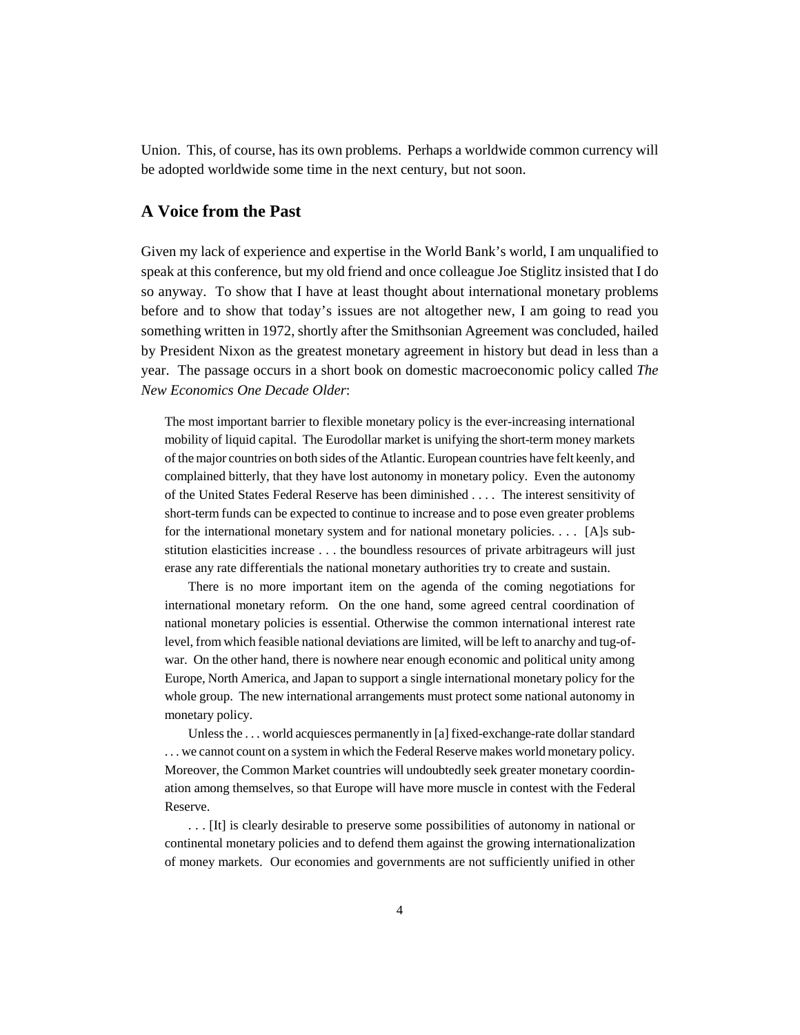Union. This, of course, has its own problems. Perhaps a worldwide common currency will be adopted worldwide some time in the next century, but not soon.

## A Voice from the Past

Given my lack of experience and expertise in the World Bank's world, I am unqualified to speak at this conference, but my old friend and once colleague Joe Stiglitz insisted that I do so anyway. To show that I have at least thought about international monetary problems before and to show that today's issues are not altogether new, I am going to read you something written in 1972, shortly after the Smithsonian Agreement was concluded, hailed by President Nixon as the greatest monetary agreement in history but dead in less than a year. The passage occurs in a short book on domestic macroeconomic policy called *The New Economics One Decade Older*:

> The most important barrier to flexible monetary policy is the ever-increasing international mobility of liquid capital. The Eurodollar market is unifying the short-term money markets of the major countries on both sides of the Atlantic. European countries have felt keenly, and complained bitterly, that they have lost autonomy in monetary policy. Even the autonomy of the United States Federal Reserve has been diminished . . . . The interest sensitivity of short-term funds can be expected to continue to increase and to pose even greater problems for the international monetary system and for national monetary policies. . . . [A]s substitution elasticities increase . . . the boundless resources of private arbitrageurs will just erase any rate differentials the national monetary authorities try to create and sustain.
>
> There is no more important item on the agenda of the coming negotiations for international monetary reform. On the one hand, some agreed central coordination of national monetary policies is essential. Otherwise the common international interest rate level, from which feasible national deviations are limited, will be left to anarchy and tug-of-war. On the other hand, there is nowhere near enough economic and political unity among Europe, North America, and Japan to support a single international monetary policy for the whole group. The new international arrangements must protect some national autonomy in monetary policy.
>
> Unless the . . . world acquiesces permanently in [a] fixed-exchange-rate dollar standard . . . we cannot count on a system in which the Federal Reserve makes world monetary policy. Moreover, the Common Market countries will undoubtedly seek greater monetary coordination among themselves, so that Europe will have more muscle in contest with the Federal Reserve.
>
> . . . [It] is clearly desirable to preserve some possibilities of autonomy in national or continental monetary policies and to defend them against the growing internationalization of money markets. Our economies and governments are not sufficiently unified in other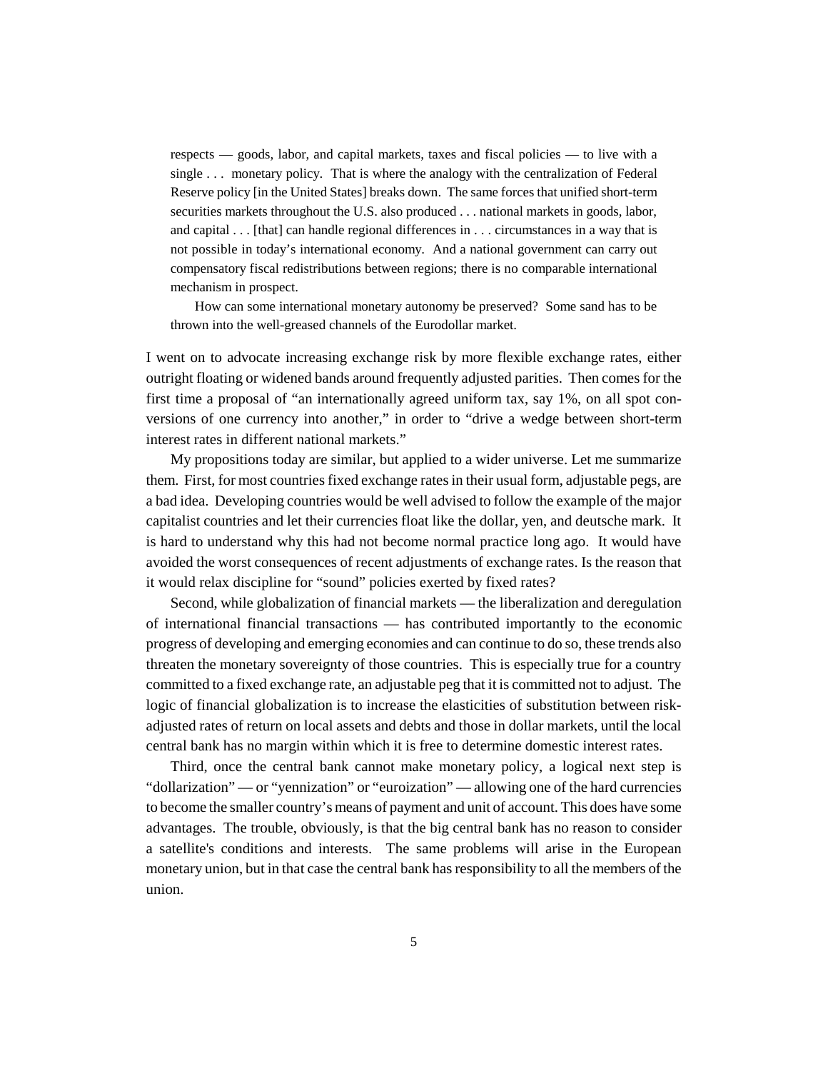> respects — goods, labor, and capital markets, taxes and fiscal policies — to live with a single . . . monetary policy. That is where the analogy with the centralization of Federal Reserve policy [in the United States] breaks down. The same forces that unified short-term securities markets throughout the U.S. also produced . . . national markets in goods, labor, and capital . . . [that] can handle regional differences in . . . circumstances in a way that is not possible in today's international economy. And a national government can carry out compensatory fiscal redistributions between regions; there is no comparable international mechanism in prospect.
>
> How can some international monetary autonomy be preserved? Some sand has to be thrown into the well-greased channels of the Eurodollar market.

I went on to advocate increasing exchange risk by more flexible exchange rates, either outright floating or widened bands around frequently adjusted parities. Then comes for the first time a proposal of "an internationally agreed uniform tax, say 1%, on all spot conversions of one currency into another," in order to "drive a wedge between short-term interest rates in different national markets."

My propositions today are similar, but applied to a wider universe. Let me summarize them. First, for most countries fixed exchange rates in their usual form, adjustable pegs, are a bad idea. Developing countries would be well advised to follow the example of the major capitalist countries and let their currencies float like the dollar, yen, and deutsche mark. It is hard to understand why this had not become normal practice long ago. It would have avoided the worst consequences of recent adjustments of exchange rates. Is the reason that it would relax discipline for "sound" policies exerted by fixed rates?

Second, while globalization of financial markets — the liberalization and deregulation of international financial transactions — has contributed importantly to the economic progress of developing and emerging economies and can continue to do so, these trends also threaten the monetary sovereignty of those countries. This is especially true for a country committed to a fixed exchange rate, an adjustable peg that it is committed not to adjust. The logic of financial globalization is to increase the elasticities of substitution between risk-adjusted rates of return on local assets and debts and those in dollar markets, until the local central bank has no margin within which it is free to determine domestic interest rates.

Third, once the central bank cannot make monetary policy, a logical next step is "dollarization" — or "yennization" or "euroization" — allowing one of the hard currencies to become the smaller country's means of payment and unit of account. This does have some advantages. The trouble, obviously, is that the big central bank has no reason to consider a satellite's conditions and interests. The same problems will arise in the European monetary union, but in that case the central bank has responsibility to all the members of the union.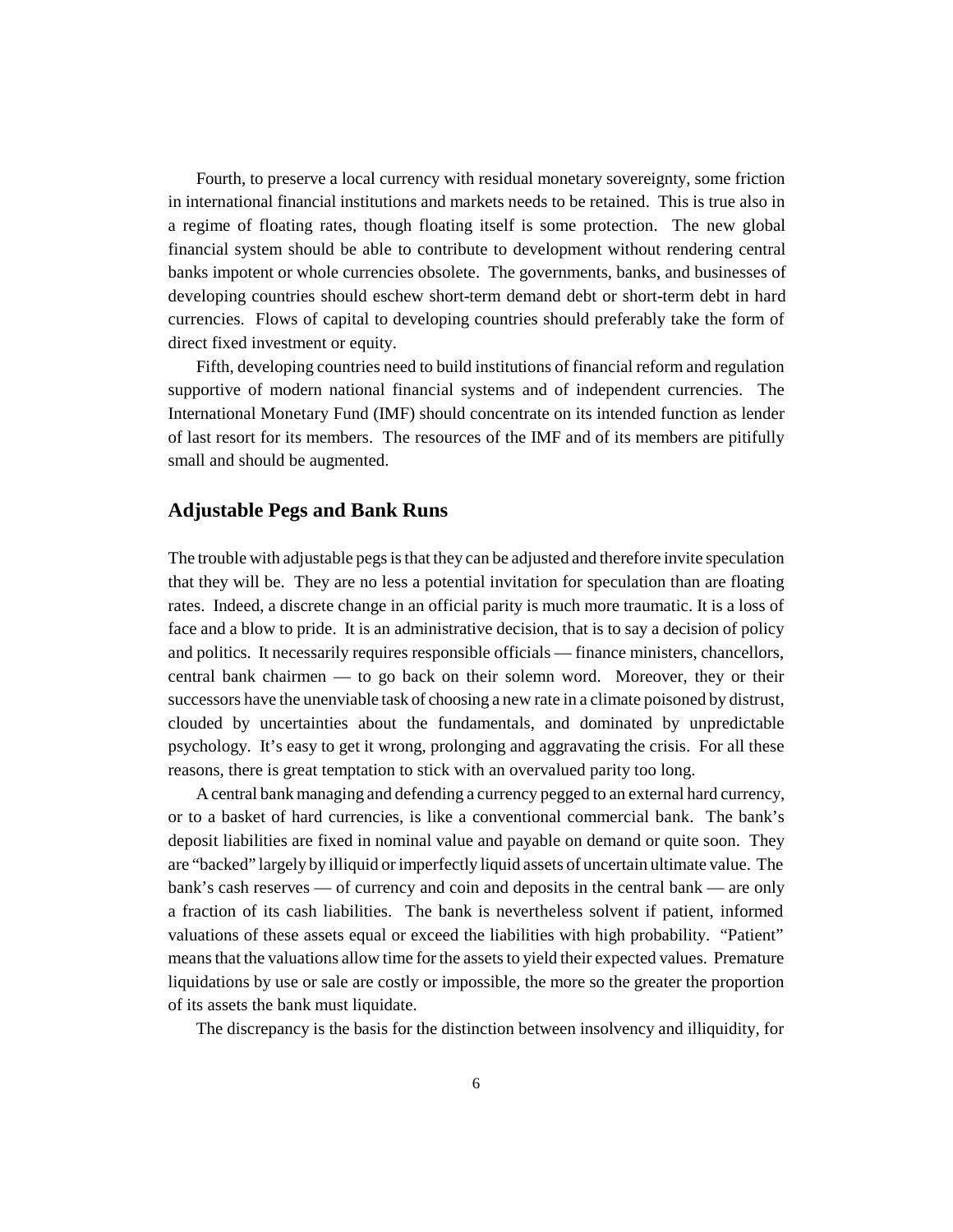Fourth, to preserve a local currency with residual monetary sovereignty, some friction in international financial institutions and markets needs to be retained. This is true also in a regime of floating rates, though floating itself is some protection. The new global financial system should be able to contribute to development without rendering central banks impotent or whole currencies obsolete. The governments, banks, and businesses of developing countries should eschew short-term demand debt or short-term debt in hard currencies. Flows of capital to developing countries should preferably take the form of direct fixed investment or equity.

Fifth, developing countries need to build institutions of financial reform and regulation supportive of modern national financial systems and of independent currencies. The International Monetary Fund (IMF) should concentrate on its intended function as lender of last resort for its members. The resources of the IMF and of its members are pitifully small and should be augmented.

## Adjustable Pegs and Bank Runs

The trouble with adjustable pegs is that they can be adjusted and therefore invite speculation that they will be. They are no less a potential invitation for speculation than are floating rates. Indeed, a discrete change in an official parity is much more traumatic. It is a loss of face and a blow to pride. It is an administrative decision, that is to say a decision of policy and politics. It necessarily requires responsible officials — finance ministers, chancellors, central bank chairmen — to go back on their solemn word. Moreover, they or their successors have the unenviable task of choosing a new rate in a climate poisoned by distrust, clouded by uncertainties about the fundamentals, and dominated by unpredictable psychology. It's easy to get it wrong, prolonging and aggravating the crisis. For all these reasons, there is great temptation to stick with an overvalued parity too long.

A central bank managing and defending a currency pegged to an external hard currency, or to a basket of hard currencies, is like a conventional commercial bank. The bank's deposit liabilities are fixed in nominal value and payable on demand or quite soon. They are "backed" largely by illiquid or imperfectly liquid assets of uncertain ultimate value. The bank's cash reserves — of currency and coin and deposits in the central bank — are only a fraction of its cash liabilities. The bank is nevertheless solvent if patient, informed valuations of these assets equal or exceed the liabilities with high probability. "Patient" means that the valuations allow time for the assets to yield their expected values. Premature liquidations by use or sale are costly or impossible, the more so the greater the proportion of its assets the bank must liquidate.

The discrepancy is the basis for the distinction between insolvency and illiquidity, for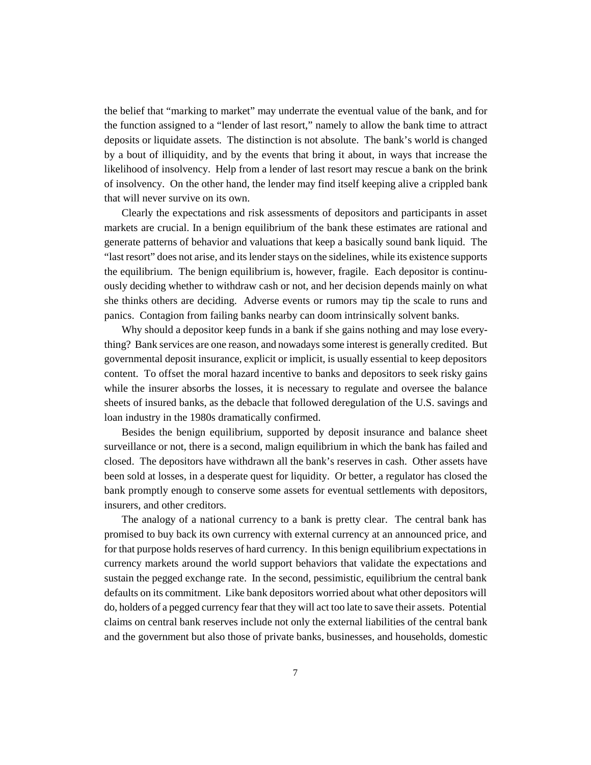the belief that "marking to market" may underrate the eventual value of the bank, and for the function assigned to a "lender of last resort," namely to allow the bank time to attract deposits or liquidate assets. The distinction is not absolute. The bank's world is changed by a bout of illiquidity, and by the events that bring it about, in ways that increase the likelihood of insolvency. Help from a lender of last resort may rescue a bank on the brink of insolvency. On the other hand, the lender may find itself keeping alive a crippled bank that will never survive on its own.

Clearly the expectations and risk assessments of depositors and participants in asset markets are crucial. In a benign equilibrium of the bank these estimates are rational and generate patterns of behavior and valuations that keep a basically sound bank liquid. The "last resort" does not arise, and its lender stays on the sidelines, while its existence supports the equilibrium. The benign equilibrium is, however, fragile. Each depositor is continuously deciding whether to withdraw cash or not, and her decision depends mainly on what she thinks others are deciding. Adverse events or rumors may tip the scale to runs and panics. Contagion from failing banks nearby can doom intrinsically solvent banks.

Why should a depositor keep funds in a bank if she gains nothing and may lose everything? Bank services are one reason, and nowadays some interest is generally credited. But governmental deposit insurance, explicit or implicit, is usually essential to keep depositors content. To offset the moral hazard incentive to banks and depositors to seek risky gains while the insurer absorbs the losses, it is necessary to regulate and oversee the balance sheets of insured banks, as the debacle that followed deregulation of the U.S. savings and loan industry in the 1980s dramatically confirmed.

Besides the benign equilibrium, supported by deposit insurance and balance sheet surveillance or not, there is a second, malign equilibrium in which the bank has failed and closed. The depositors have withdrawn all the bank's reserves in cash. Other assets have been sold at losses, in a desperate quest for liquidity. Or better, a regulator has closed the bank promptly enough to conserve some assets for eventual settlements with depositors, insurers, and other creditors.

The analogy of a national currency to a bank is pretty clear. The central bank has promised to buy back its own currency with external currency at an announced price, and for that purpose holds reserves of hard currency. In this benign equilibrium expectations in currency markets around the world support behaviors that validate the expectations and sustain the pegged exchange rate. In the second, pessimistic, equilibrium the central bank defaults on its commitment. Like bank depositors worried about what other depositors will do, holders of a pegged currency fear that they will act too late to save their assets. Potential claims on central bank reserves include not only the external liabilities of the central bank and the government but also those of private banks, businesses, and households, domestic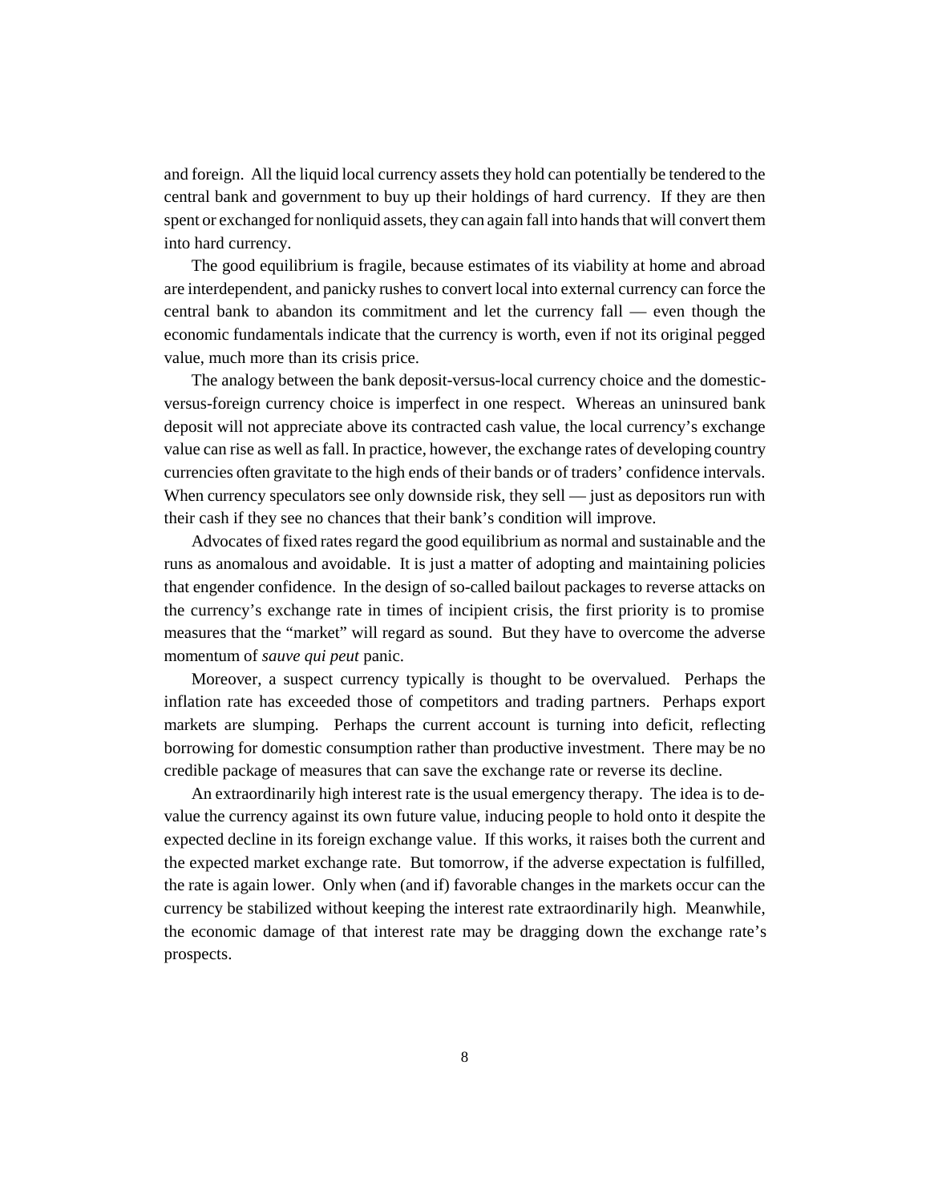and foreign. All the liquid local currency assets they hold can potentially be tendered to the central bank and government to buy up their holdings of hard currency. If they are then spent or exchanged for nonliquid assets, they can again fall into hands that will convert them into hard currency.

The good equilibrium is fragile, because estimates of its viability at home and abroad are interdependent, and panicky rushes to convert local into external currency can force the central bank to abandon its commitment and let the currency fall — even though the economic fundamentals indicate that the currency is worth, even if not its original pegged value, much more than its crisis price.

The analogy between the bank deposit-versus-local currency choice and the domestic-versus-foreign currency choice is imperfect in one respect. Whereas an uninsured bank deposit will not appreciate above its contracted cash value, the local currency's exchange value can rise as well as fall. In practice, however, the exchange rates of developing country currencies often gravitate to the high ends of their bands or of traders' confidence intervals. When currency speculators see only downside risk, they sell — just as depositors run with their cash if they see no chances that their bank's condition will improve.

Advocates of fixed rates regard the good equilibrium as normal and sustainable and the runs as anomalous and avoidable. It is just a matter of adopting and maintaining policies that engender confidence. In the design of so-called bailout packages to reverse attacks on the currency's exchange rate in times of incipient crisis, the first priority is to promise measures that the "market" will regard as sound. But they have to overcome the adverse momentum of *sauve qui peut* panic.

Moreover, a suspect currency typically is thought to be overvalued. Perhaps the inflation rate has exceeded those of competitors and trading partners. Perhaps export markets are slumping. Perhaps the current account is turning into deficit, reflecting borrowing for domestic consumption rather than productive investment. There may be no credible package of measures that can save the exchange rate or reverse its decline.

An extraordinarily high interest rate is the usual emergency therapy. The idea is to devalue the currency against its own future value, inducing people to hold onto it despite the expected decline in its foreign exchange value. If this works, it raises both the current and the expected market exchange rate. But tomorrow, if the adverse expectation is fulfilled, the rate is again lower. Only when (and if) favorable changes in the markets occur can the currency be stabilized without keeping the interest rate extraordinarily high. Meanwhile, the economic damage of that interest rate may be dragging down the exchange rate's prospects.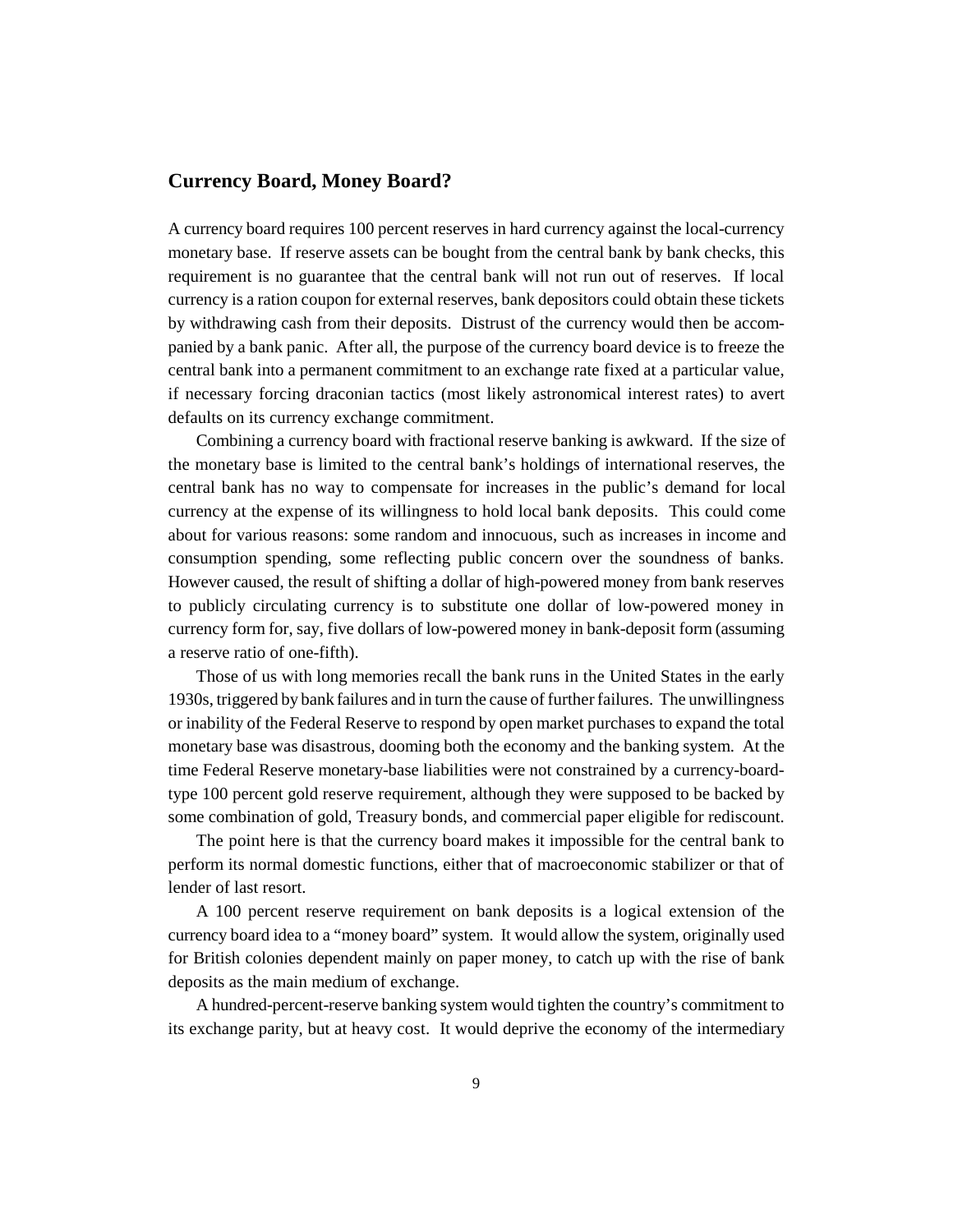## Currency Board, Money Board?

A currency board requires 100 percent reserves in hard currency against the local-currency monetary base. If reserve assets can be bought from the central bank by bank checks, this requirement is no guarantee that the central bank will not run out of reserves. If local currency is a ration coupon for external reserves, bank depositors could obtain these tickets by withdrawing cash from their deposits. Distrust of the currency would then be accompanied by a bank panic. After all, the purpose of the currency board device is to freeze the central bank into a permanent commitment to an exchange rate fixed at a particular value, if necessary forcing draconian tactics (most likely astronomical interest rates) to avert defaults on its currency exchange commitment.

Combining a currency board with fractional reserve banking is awkward. If the size of the monetary base is limited to the central bank's holdings of international reserves, the central bank has no way to compensate for increases in the public's demand for local currency at the expense of its willingness to hold local bank deposits. This could come about for various reasons: some random and innocuous, such as increases in income and consumption spending, some reflecting public concern over the soundness of banks. However caused, the result of shifting a dollar of high-powered money from bank reserves to publicly circulating currency is to substitute one dollar of low-powered money in currency form for, say, five dollars of low-powered money in bank-deposit form (assuming a reserve ratio of one-fifth).

Those of us with long memories recall the bank runs in the United States in the early 1930s, triggered by bank failures and in turn the cause of further failures. The unwillingness or inability of the Federal Reserve to respond by open market purchases to expand the total monetary base was disastrous, dooming both the economy and the banking system. At the time Federal Reserve monetary-base liabilities were not constrained by a currency-board-type 100 percent gold reserve requirement, although they were supposed to be backed by some combination of gold, Treasury bonds, and commercial paper eligible for rediscount.

The point here is that the currency board makes it impossible for the central bank to perform its normal domestic functions, either that of macroeconomic stabilizer or that of lender of last resort.

A 100 percent reserve requirement on bank deposits is a logical extension of the currency board idea to a "money board" system. It would allow the system, originally used for British colonies dependent mainly on paper money, to catch up with the rise of bank deposits as the main medium of exchange.

A hundred-percent-reserve banking system would tighten the country's commitment to its exchange parity, but at heavy cost. It would deprive the economy of the intermediary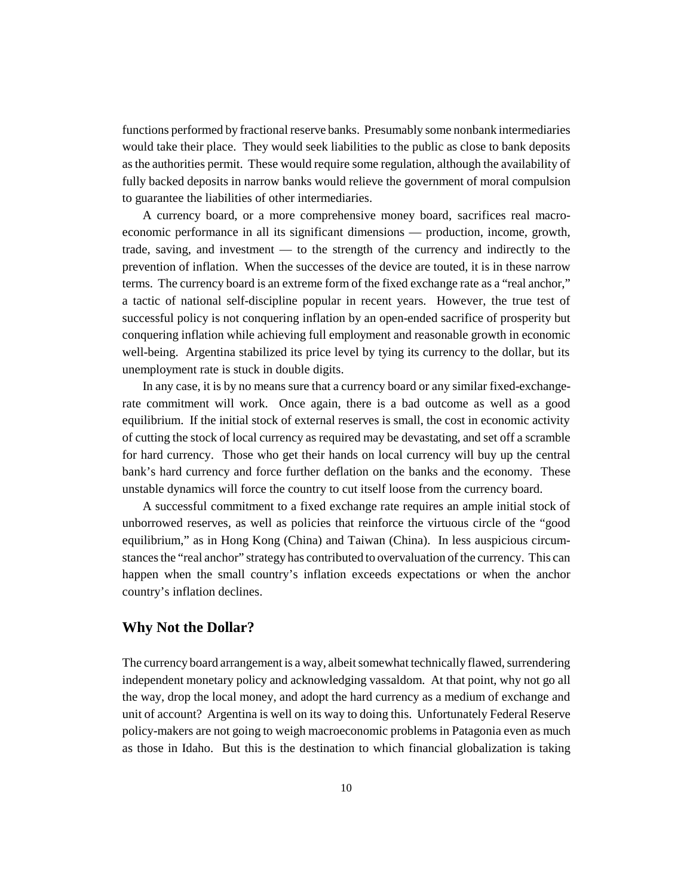functions performed by fractional reserve banks. Presumably some nonbank intermediaries would take their place. They would seek liabilities to the public as close to bank deposits as the authorities permit. These would require some regulation, although the availability of fully backed deposits in narrow banks would relieve the government of moral compulsion to guarantee the liabilities of other intermediaries.

A currency board, or a more comprehensive money board, sacrifices real macroeconomic performance in all its significant dimensions — production, income, growth, trade, saving, and investment — to the strength of the currency and indirectly to the prevention of inflation. When the successes of the device are touted, it is in these narrow terms. The currency board is an extreme form of the fixed exchange rate as a "real anchor," a tactic of national self-discipline popular in recent years. However, the true test of successful policy is not conquering inflation by an open-ended sacrifice of prosperity but conquering inflation while achieving full employment and reasonable growth in economic well-being. Argentina stabilized its price level by tying its currency to the dollar, but its unemployment rate is stuck in double digits.

In any case, it is by no means sure that a currency board or any similar fixed-exchange-rate commitment will work. Once again, there is a bad outcome as well as a good equilibrium. If the initial stock of external reserves is small, the cost in economic activity of cutting the stock of local currency as required may be devastating, and set off a scramble for hard currency. Those who get their hands on local currency will buy up the central bank's hard currency and force further deflation on the banks and the economy. These unstable dynamics will force the country to cut itself loose from the currency board.

A successful commitment to a fixed exchange rate requires an ample initial stock of unborrowed reserves, as well as policies that reinforce the virtuous circle of the "good equilibrium," as in Hong Kong (China) and Taiwan (China). In less auspicious circumstances the "real anchor" strategy has contributed to overvaluation of the currency. This can happen when the small country's inflation exceeds expectations or when the anchor country's inflation declines.

## Why Not the Dollar?

The currency board arrangement is a way, albeit somewhat technically flawed, surrendering independent monetary policy and acknowledging vassaldom. At that point, why not go all the way, drop the local money, and adopt the hard currency as a medium of exchange and unit of account? Argentina is well on its way to doing this. Unfortunately Federal Reserve policy-makers are not going to weigh macroeconomic problems in Patagonia even as much as those in Idaho. But this is the destination to which financial globalization is taking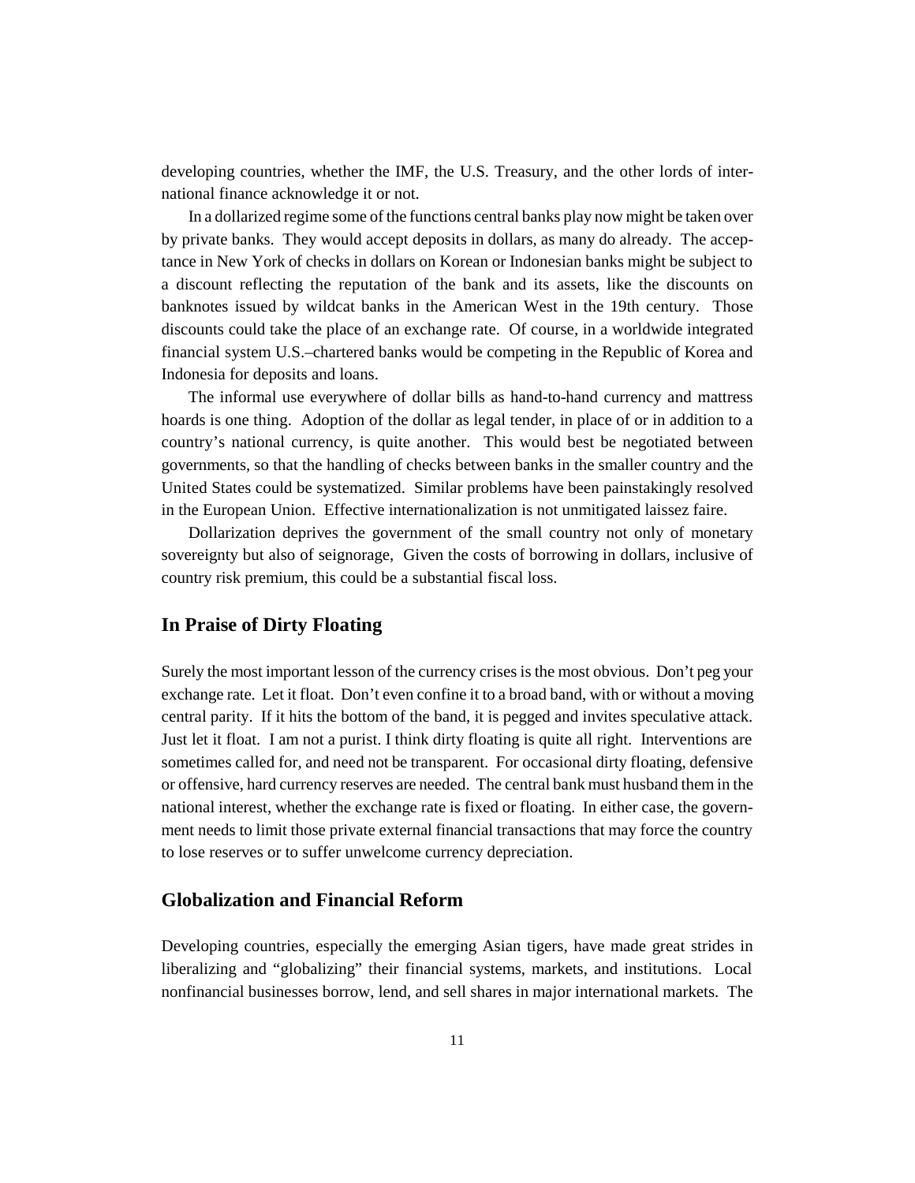developing countries, whether the IMF, the U.S. Treasury, and the other lords of international finance acknowledge it or not.

In a dollarized regime some of the functions central banks play now might be taken over by private banks. They would accept deposits in dollars, as many do already. The acceptance in New York of checks in dollars on Korean or Indonesian banks might be subject to a discount reflecting the reputation of the bank and its assets, like the discounts on banknotes issued by wildcat banks in the American West in the 19th century. Those discounts could take the place of an exchange rate. Of course, in a worldwide integrated financial system U.S.–chartered banks would be competing in the Republic of Korea and Indonesia for deposits and loans.

The informal use everywhere of dollar bills as hand-to-hand currency and mattress hoards is one thing. Adoption of the dollar as legal tender, in place of or in addition to a country's national currency, is quite another. This would best be negotiated between governments, so that the handling of checks between banks in the smaller country and the United States could be systematized. Similar problems have been painstakingly resolved in the European Union. Effective internationalization is not unmitigated laissez faire.

Dollarization deprives the government of the small country not only of monetary sovereignty but also of seignorage, Given the costs of borrowing in dollars, inclusive of country risk premium, this could be a substantial fiscal loss.

## In Praise of Dirty Floating

Surely the most important lesson of the currency crises is the most obvious. Don't peg your exchange rate. Let it float. Don't even confine it to a broad band, with or without a moving central parity. If it hits the bottom of the band, it is pegged and invites speculative attack. Just let it float. I am not a purist. I think dirty floating is quite all right. Interventions are sometimes called for, and need not be transparent. For occasional dirty floating, defensive or offensive, hard currency reserves are needed. The central bank must husband them in the national interest, whether the exchange rate is fixed or floating. In either case, the government needs to limit those private external financial transactions that may force the country to lose reserves or to suffer unwelcome currency depreciation.

## Globalization and Financial Reform

Developing countries, especially the emerging Asian tigers, have made great strides in liberalizing and "globalizing" their financial systems, markets, and institutions. Local nonfinancial businesses borrow, lend, and sell shares in major international markets. The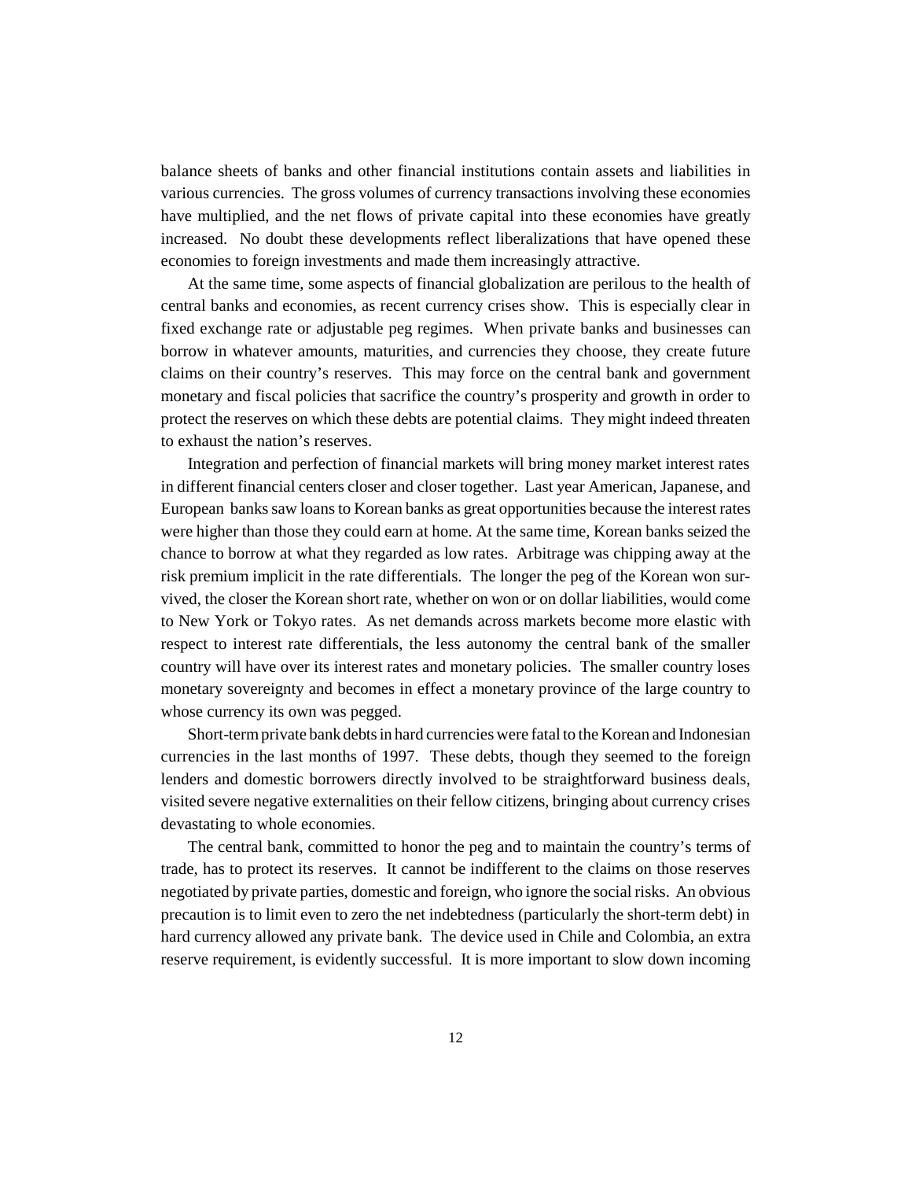balance sheets of banks and other financial institutions contain assets and liabilities in various currencies. The gross volumes of currency transactions involving these economies have multiplied, and the net flows of private capital into these economies have greatly increased. No doubt these developments reflect liberalizations that have opened these economies to foreign investments and made them increasingly attractive.

At the same time, some aspects of financial globalization are perilous to the health of central banks and economies, as recent currency crises show. This is especially clear in fixed exchange rate or adjustable peg regimes. When private banks and businesses can borrow in whatever amounts, maturities, and currencies they choose, they create future claims on their country's reserves. This may force on the central bank and government monetary and fiscal policies that sacrifice the country's prosperity and growth in order to protect the reserves on which these debts are potential claims. They might indeed threaten to exhaust the nation's reserves.

Integration and perfection of financial markets will bring money market interest rates in different financial centers closer and closer together. Last year American, Japanese, and European banks saw loans to Korean banks as great opportunities because the interest rates were higher than those they could earn at home. At the same time, Korean banks seized the chance to borrow at what they regarded as low rates. Arbitrage was chipping away at the risk premium implicit in the rate differentials. The longer the peg of the Korean won survived, the closer the Korean short rate, whether on won or on dollar liabilities, would come to New York or Tokyo rates. As net demands across markets become more elastic with respect to interest rate differentials, the less autonomy the central bank of the smaller country will have over its interest rates and monetary policies. The smaller country loses monetary sovereignty and becomes in effect a monetary province of the large country to whose currency its own was pegged.

Short-term private bank debts in hard currencies were fatal to the Korean and Indonesian currencies in the last months of 1997. These debts, though they seemed to the foreign lenders and domestic borrowers directly involved to be straightforward business deals, visited severe negative externalities on their fellow citizens, bringing about currency crises devastating to whole economies.

The central bank, committed to honor the peg and to maintain the country's terms of trade, has to protect its reserves. It cannot be indifferent to the claims on those reserves negotiated by private parties, domestic and foreign, who ignore the social risks. An obvious precaution is to limit even to zero the net indebtedness (particularly the short-term debt) in hard currency allowed any private bank. The device used in Chile and Colombia, an extra reserve requirement, is evidently successful. It is more important to slow down incoming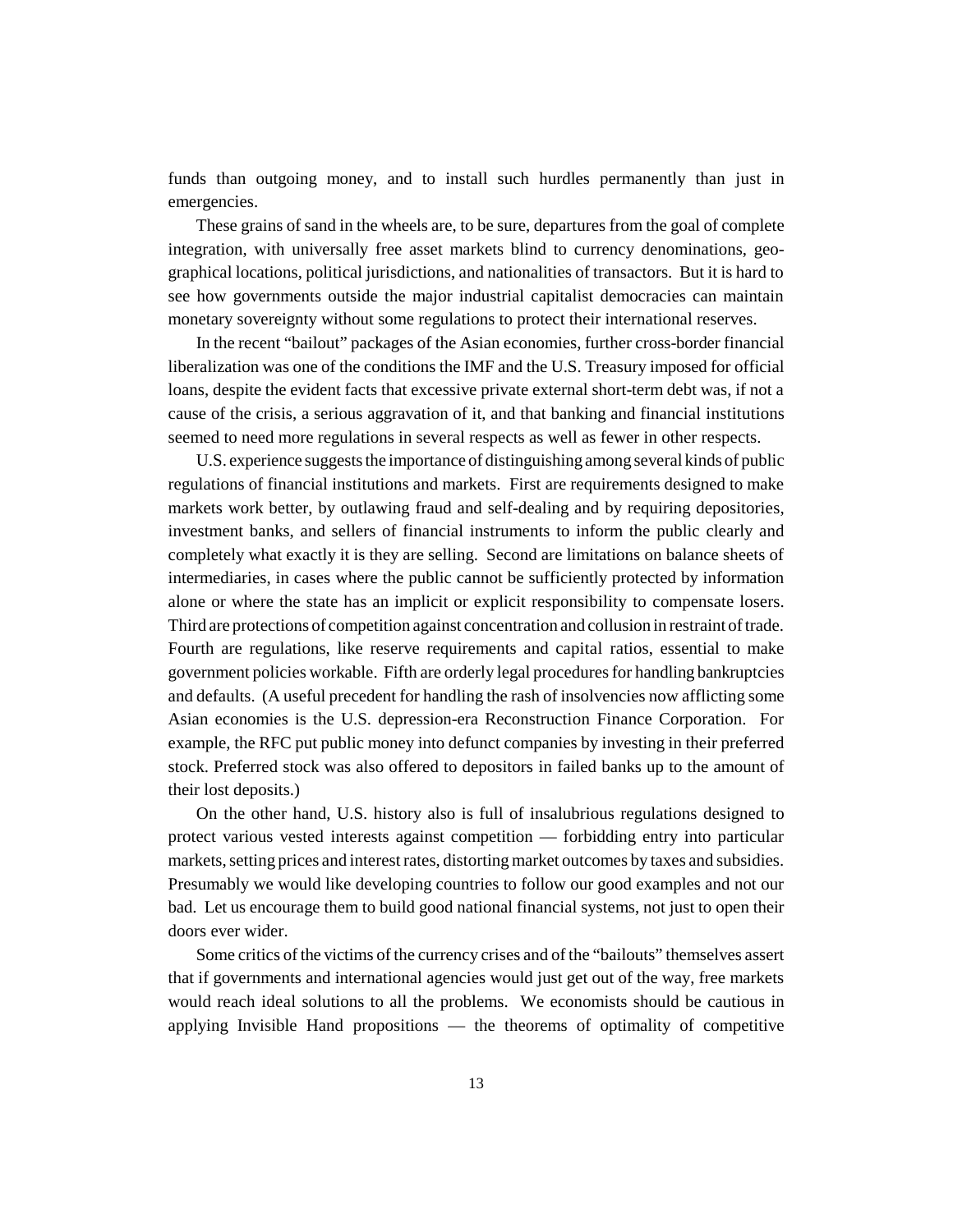funds than outgoing money, and to install such hurdles permanently than just in emergencies.

These grains of sand in the wheels are, to be sure, departures from the goal of complete integration, with universally free asset markets blind to currency denominations, geographical locations, political jurisdictions, and nationalities of transactors. But it is hard to see how governments outside the major industrial capitalist democracies can maintain monetary sovereignty without some regulations to protect their international reserves.

In the recent "bailout" packages of the Asian economies, further cross-border financial liberalization was one of the conditions the IMF and the U.S. Treasury imposed for official loans, despite the evident facts that excessive private external short-term debt was, if not a cause of the crisis, a serious aggravation of it, and that banking and financial institutions seemed to need more regulations in several respects as well as fewer in other respects.

U.S. experience suggests the importance of distinguishing among several kinds of public regulations of financial institutions and markets. First are requirements designed to make markets work better, by outlawing fraud and self-dealing and by requiring depositories, investment banks, and sellers of financial instruments to inform the public clearly and completely what exactly it is they are selling. Second are limitations on balance sheets of intermediaries, in cases where the public cannot be sufficiently protected by information alone or where the state has an implicit or explicit responsibility to compensate losers. Third are protections of competition against concentration and collusion in restraint of trade. Fourth are regulations, like reserve requirements and capital ratios, essential to make government policies workable. Fifth are orderly legal procedures for handling bankruptcies and defaults. (A useful precedent for handling the rash of insolvencies now afflicting some Asian economies is the U.S. depression-era Reconstruction Finance Corporation. For example, the RFC put public money into defunct companies by investing in their preferred stock. Preferred stock was also offered to depositors in failed banks up to the amount of their lost deposits.)

On the other hand, U.S. history also is full of insalubrious regulations designed to protect various vested interests against competition — forbidding entry into particular markets, setting prices and interest rates, distorting market outcomes by taxes and subsidies. Presumably we would like developing countries to follow our good examples and not our bad. Let us encourage them to build good national financial systems, not just to open their doors ever wider.

Some critics of the victims of the currency crises and of the "bailouts" themselves assert that if governments and international agencies would just get out of the way, free markets would reach ideal solutions to all the problems. We economists should be cautious in applying Invisible Hand propositions — the theorems of optimality of competitive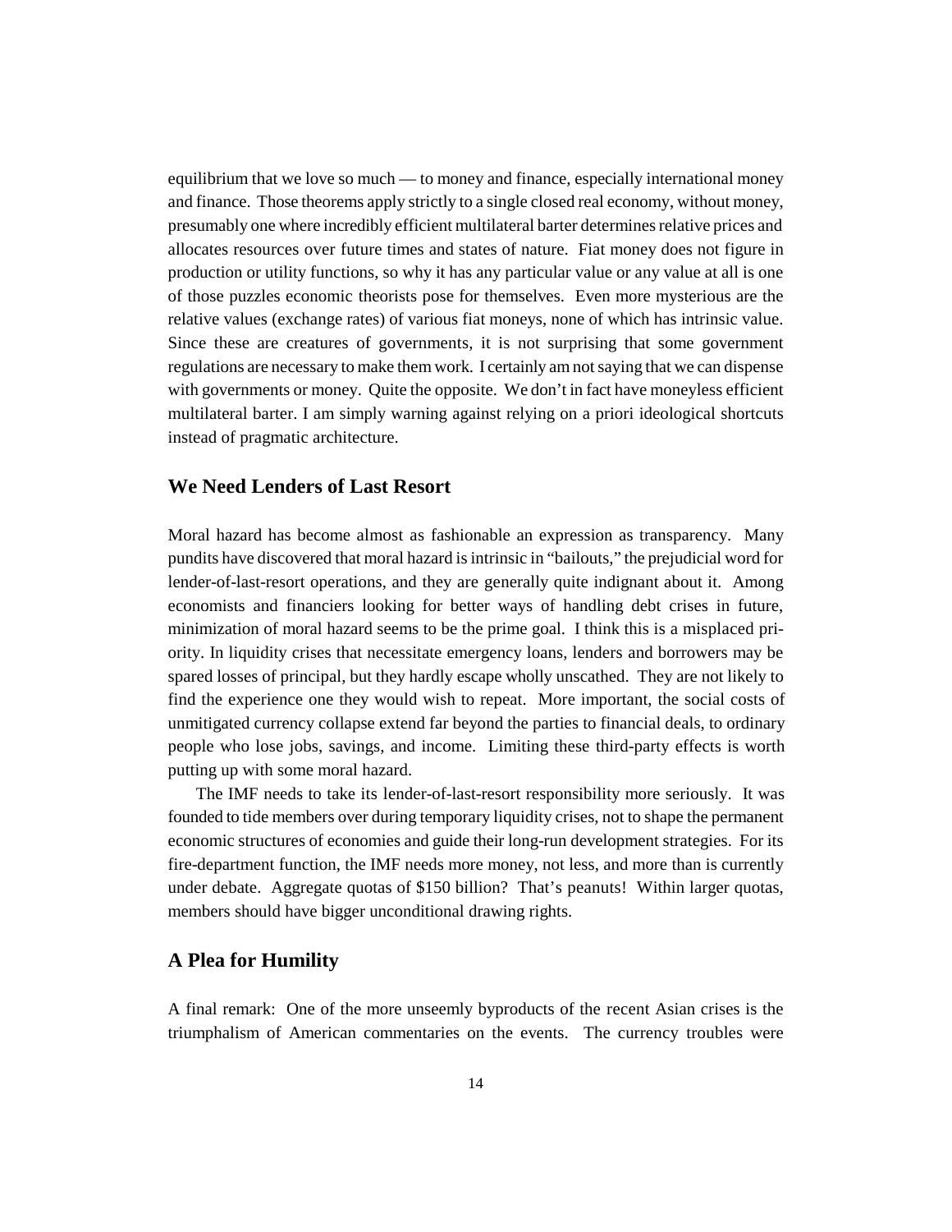equilibrium that we love so much — to money and finance, especially international money and finance. Those theorems apply strictly to a single closed real economy, without money, presumably one where incredibly efficient multilateral barter determines relative prices and allocates resources over future times and states of nature. Fiat money does not figure in production or utility functions, so why it has any particular value or any value at all is one of those puzzles economic theorists pose for themselves. Even more mysterious are the relative values (exchange rates) of various fiat moneys, none of which has intrinsic value. Since these are creatures of governments, it is not surprising that some government regulations are necessary to make them work. I certainly am not saying that we can dispense with governments or money. Quite the opposite. We don't in fact have moneyless efficient multilateral barter. I am simply warning against relying on a priori ideological shortcuts instead of pragmatic architecture.

## We Need Lenders of Last Resort

Moral hazard has become almost as fashionable an expression as transparency. Many pundits have discovered that moral hazard is intrinsic in "bailouts," the prejudicial word for lender-of-last-resort operations, and they are generally quite indignant about it. Among economists and financiers looking for better ways of handling debt crises in future, minimization of moral hazard seems to be the prime goal. I think this is a misplaced priority. In liquidity crises that necessitate emergency loans, lenders and borrowers may be spared losses of principal, but they hardly escape wholly unscathed. They are not likely to find the experience one they would wish to repeat. More important, the social costs of unmitigated currency collapse extend far beyond the parties to financial deals, to ordinary people who lose jobs, savings, and income. Limiting these third-party effects is worth putting up with some moral hazard.

The IMF needs to take its lender-of-last-resort responsibility more seriously. It was founded to tide members over during temporary liquidity crises, not to shape the permanent economic structures of economies and guide their long-run development strategies. For its fire-department function, the IMF needs more money, not less, and more than is currently under debate. Aggregate quotas of $150 billion? That's peanuts! Within larger quotas, members should have bigger unconditional drawing rights.

## A Plea for Humility

A final remark: One of the more unseemly byproducts of the recent Asian crises is the triumphalism of American commentaries on the events. The currency troubles were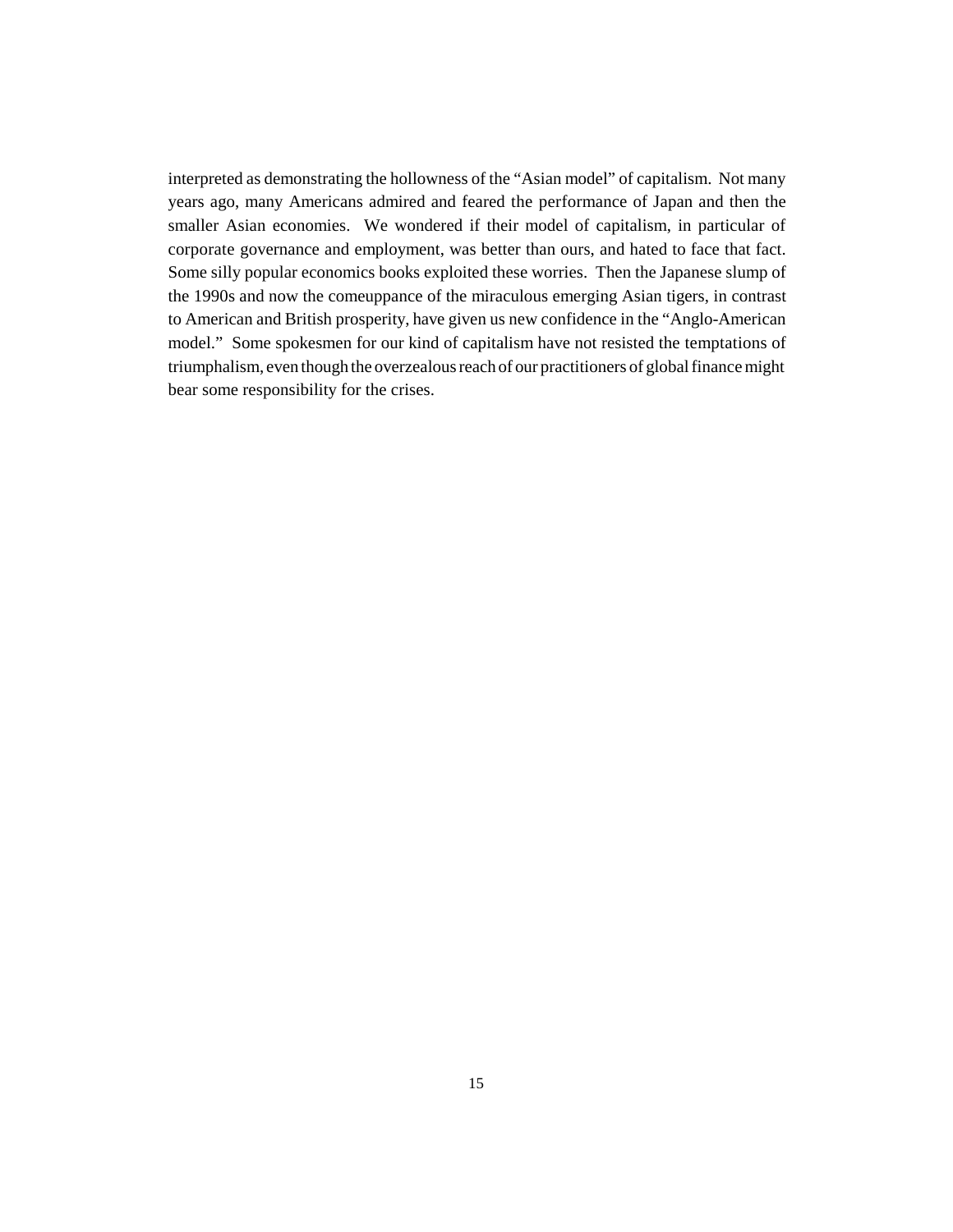interpreted as demonstrating the hollowness of the "Asian model" of capitalism. Not many years ago, many Americans admired and feared the performance of Japan and then the smaller Asian economies. We wondered if their model of capitalism, in particular of corporate governance and employment, was better than ours, and hated to face that fact. Some silly popular economics books exploited these worries. Then the Japanese slump of the 1990s and now the comeuppance of the miraculous emerging Asian tigers, in contrast to American and British prosperity, have given us new confidence in the "Anglo-American model." Some spokesmen for our kind of capitalism have not resisted the temptations of triumphalism, even though the overzealous reach of our practitioners of global finance might bear some responsibility for the crises.